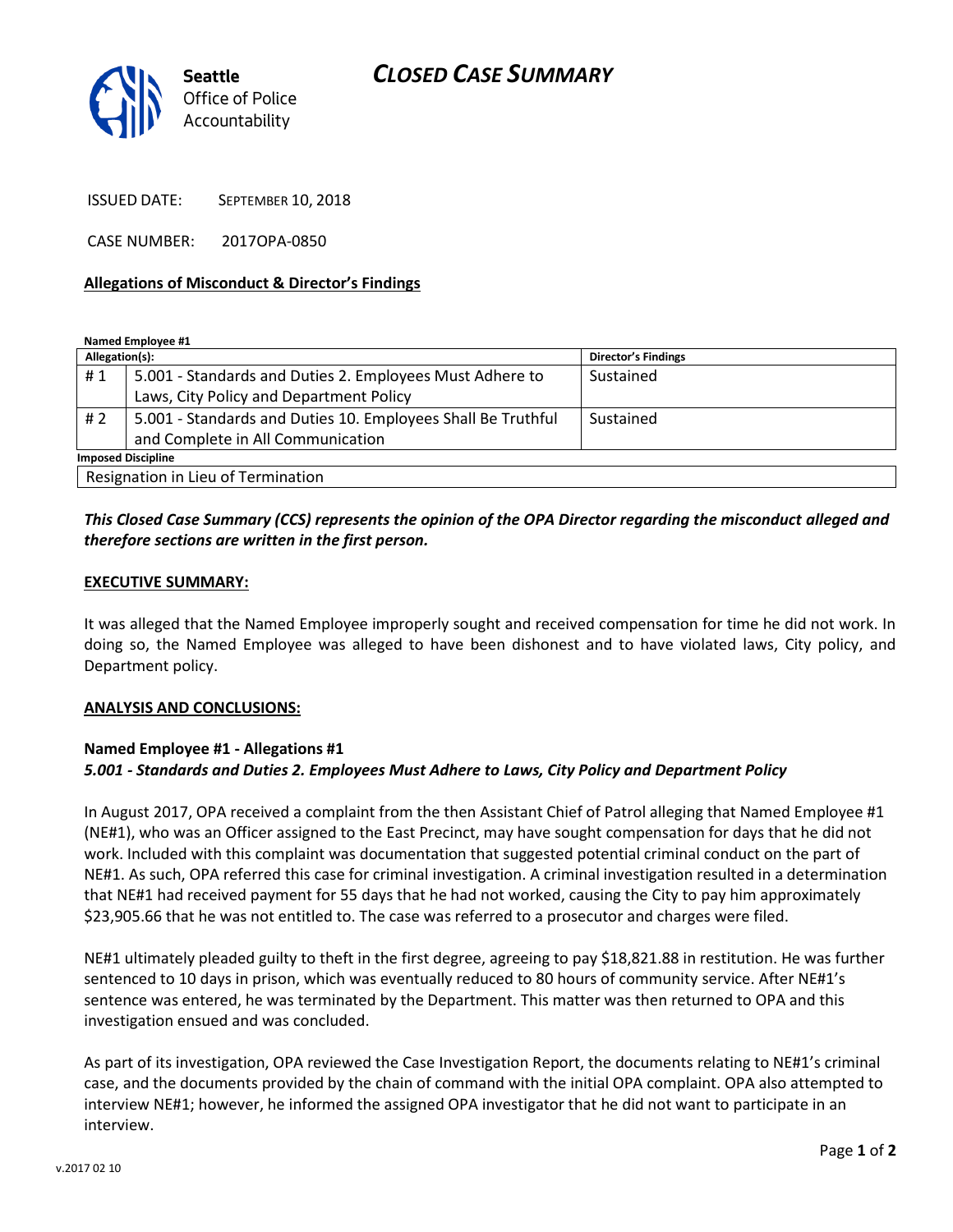Seattle Office of Police Accountability

# CLOSED CASE SUMMARY

ISSUED DATE: SEPTEMBER 10, 2018

CASE NUMBER: 2017OPA-0850

**Allegations of Misconduct & Director's Findings**

**Named Employee #1**

| Allegation(s): | | Director's Findings |
|---|---|---|
| # 1 | 5.001 - Standards and Duties 2. Employees Must Adhere to Laws, City Policy and Department Policy | Sustained |
| # 2 | 5.001 - Standards and Duties 10. Employees Shall Be Truthful and Complete in All Communication | Sustained |
| **Imposed Discipline** | | |
| Resignation in Lieu of Termination | | |

***This Closed Case Summary (CCS) represents the opinion of the OPA Director regarding the misconduct alleged and therefore sections are written in the first person.***

**EXECUTIVE SUMMARY:**

It was alleged that the Named Employee improperly sought and received compensation for time he did not work. In doing so, the Named Employee was alleged to have been dishonest and to have violated laws, City policy, and Department policy.

**ANALYSIS AND CONCLUSIONS:**

**Named Employee #1 - Allegations #1**
***5.001 - Standards and Duties 2. Employees Must Adhere to Laws, City Policy and Department Policy***

In August 2017, OPA received a complaint from the then Assistant Chief of Patrol alleging that Named Employee #1 (NE#1), who was an Officer assigned to the East Precinct, may have sought compensation for days that he did not work. Included with this complaint was documentation that suggested potential criminal conduct on the part of NE#1. As such, OPA referred this case for criminal investigation. A criminal investigation resulted in a determination that NE#1 had received payment for 55 days that he had not worked, causing the City to pay him approximately $23,905.66 that he was not entitled to. The case was referred to a prosecutor and charges were filed.

NE#1 ultimately pleaded guilty to theft in the first degree, agreeing to pay $18,821.88 in restitution. He was further sentenced to 10 days in prison, which was eventually reduced to 80 hours of community service. After NE#1's sentence was entered, he was terminated by the Department. This matter was then returned to OPA and this investigation ensued and was concluded.

As part of its investigation, OPA reviewed the Case Investigation Report, the documents relating to NE#1's criminal case, and the documents provided by the chain of command with the initial OPA complaint. OPA also attempted to interview NE#1; however, he informed the assigned OPA investigator that he did not want to participate in an interview.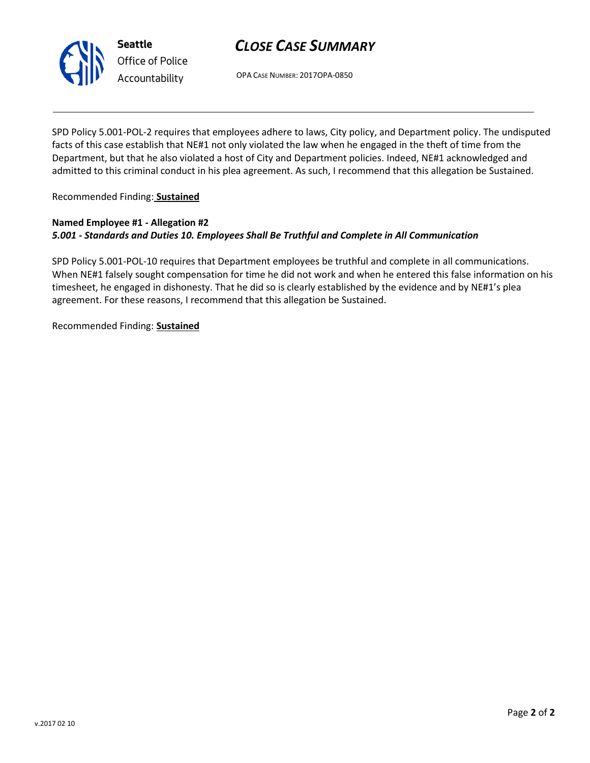SPD Policy 5.001-POL-2 requires that employees adhere to laws, City policy, and Department policy. The undisputed facts of this case establish that NE#1 not only violated the law when he engaged in the theft of time from the Department, but that he also violated a host of City and Department policies. Indeed, NE#1 acknowledged and admitted to this criminal conduct in his plea agreement. As such, I recommend that this allegation be Sustained.

Recommended Finding: **Sustained**

**Named Employee #1 - Allegation #2**
***5.001 - Standards and Duties 10. Employees Shall Be Truthful and Complete in All Communication***

SPD Policy 5.001-POL-10 requires that Department employees be truthful and complete in all communications. When NE#1 falsely sought compensation for time he did not work and when he entered this false information on his timesheet, he engaged in dishonesty. That he did so is clearly established by the evidence and by NE#1's plea agreement. For these reasons, I recommend that this allegation be Sustained.

Recommended Finding: **Sustained**